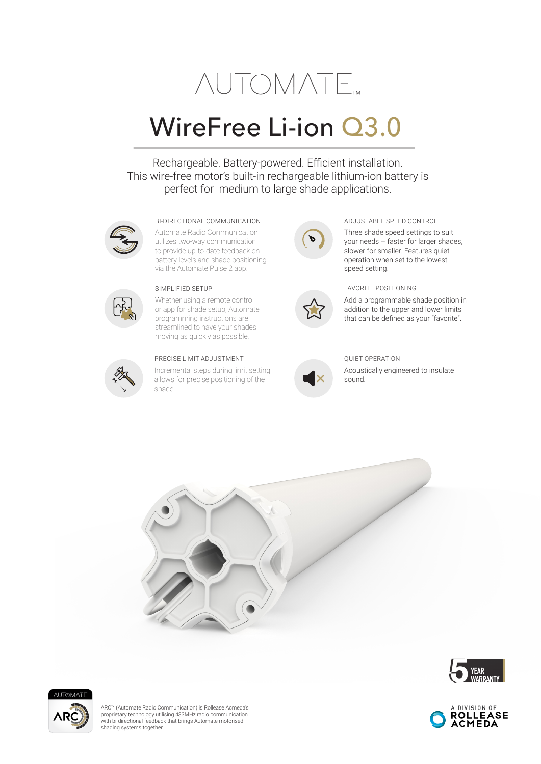AUTOMATE™

# WireFree Li-ion Q3.0

Rechargeable. Battery-powered. Efficient installation.
This wire-free motor's built-in rechargeable lithium-ion battery is perfect for medium to large shade applications.

### BI-DIRECTIONAL COMMUNICATION

Automate Radio Communication utilizes two-way communication to provide up-to-date feedback on battery levels and shade positioning via the Automate Pulse 2 app.

### SIMPLIFIED SETUP

Whether using a remote control or app for shade setup, Automate programming instructions are streamlined to have your shades moving as quickly as possible.

### PRECISE LIMIT ADJUSTMENT

Incremental steps during limit setting allows for precise positioning of the shade.

### ADJUSTABLE SPEED CONTROL

Three shade speed settings to suit your needs – faster for larger shades, slower for smaller. Features quiet operation when set to the lowest speed setting.

### FAVORITE POSITIONING

Add a programmable shade position in addition to the upper and lower limits that can be defined as your "favorite".

### QUIET OPERATION

Acoustically engineered to insulate sound.

5 YEAR WARRANTY

AUTOMATE ARC

ARC™ (Automate Radio Communication) is Rollease Acmeda's proprietary technology utilising 433MHz radio communication with bi-directional feedback that brings Automate motorised shading systems together.

A DIVISION OF ROLLEASE ACMEDA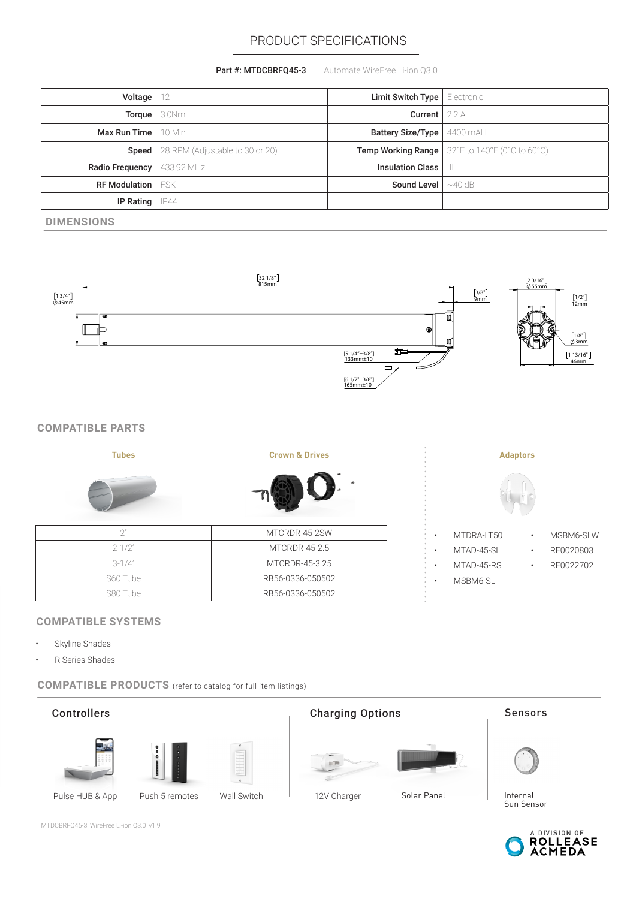# PRODUCT SPECIFICATIONS

**Part #: MTDCBRFQ45-3** Automate WireFree Li-ion Q3.0

| | | | |
|---|---|---|---|
| **Voltage** | 12 | **Limit Switch Type** | Electronic |
| **Torque** | 3.0Nm | **Current** | 2.2 A |
| **Max Run Time** | 10 Min | **Battery Size/Type** | 4400 mAH |
| **Speed** | 28 RPM (Adjustable to 30 or 20) | **Temp Working Range** | 32°F to 140°F (0°C to 60°C) |
| **Radio Frequency** | 433.92 MHz | **Insulation Class** | III |
| **RF Modulation** | FSK | **Sound Level** | ~40 dB |
| **IP Rating** | IP44 | | |

## DIMENSIONS

[32 1/8"]
815mm

[1 3/4"]
⌀45mm

[3/8"]
9mm

[5 1/4"±3/8"]
133mm±10

[6 1/2"±3/8"]
165mm±10

[2 3/16"]
⌀55mm

[1/2"]
12mm

[1/8"]
⌀3mm

[1 13/16"]
46mm

## COMPATIBLE PARTS

**Tubes** | **Crown & Drives**

| | |
|---|---|
| 2" | MTCRDR-45-2SW |
| 2-1/2" | MTCRDR-45-2.5 |
| 3-1/4" | MTCRDR-45-3.25 |
| S60 Tube | RB56-0336-050502 |
| S80 Tube | RB56-0336-050502 |

**Adaptors**

- MTDRA-LT50
- MTAD-45-SL
- MTAD-45-RS
- MSBM6-SL
- MSBM6-SLW
- RE0020803
- RE0022702

## COMPATIBLE SYSTEMS

- Skyline Shades
- R Series Shades

## COMPATIBLE PRODUCTS (refer to catalog for full item listings)

### Controllers

Pulse HUB & App

Push 5 remotes

Wall Switch

### Charging Options

12V Charger

Solar Panel

### Sensors

Internal Sun Sensor

MTDCBRFQ45-3_WireFree Li-ion Q3.0_v1.9

A DIVISION OF ROLLEASE ACMEDA